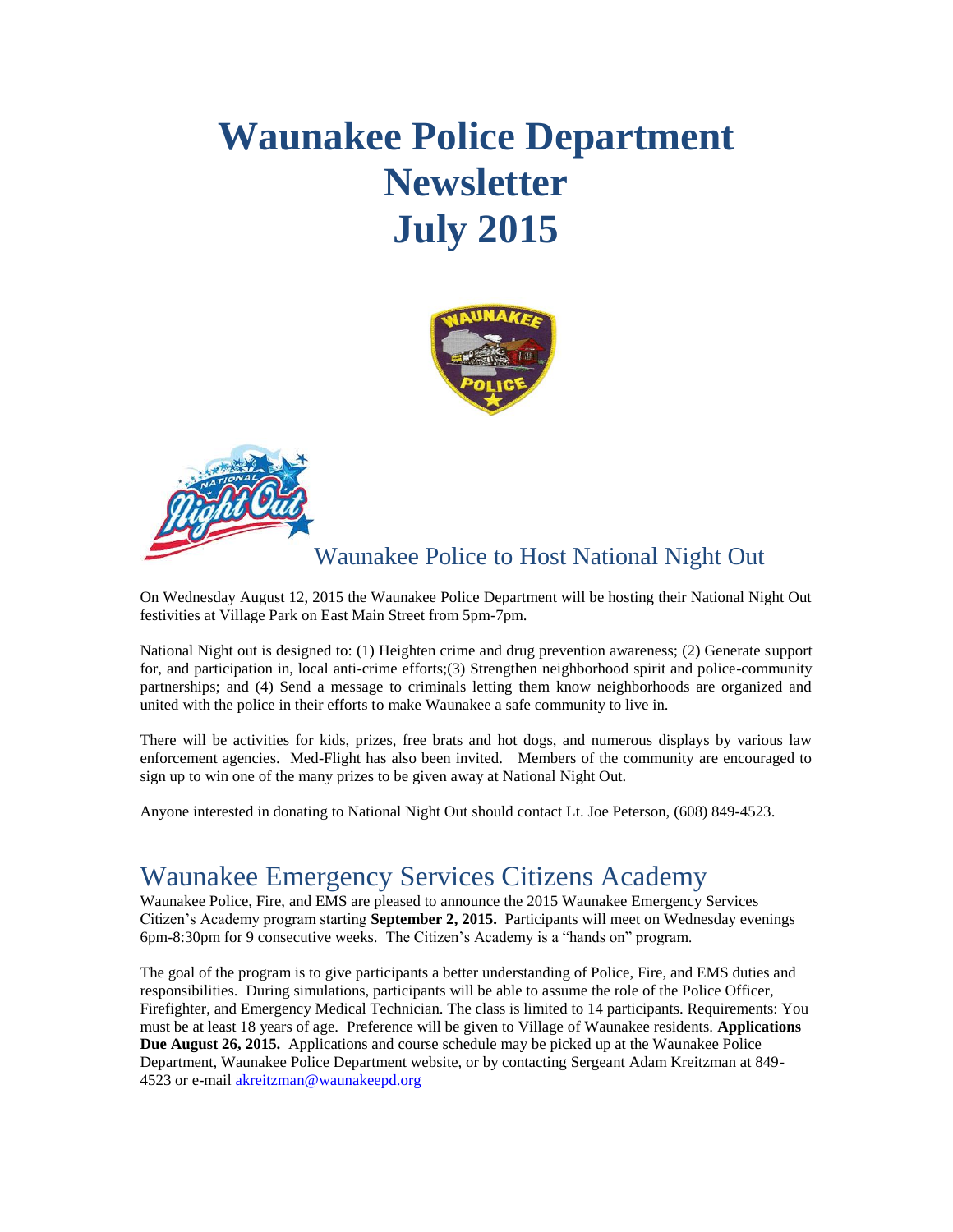# Waunakee Police Department Newsletter July 2015

## Waunakee Police to Host National Night Out

On Wednesday August 12, 2015 the Waunakee Police Department will be hosting their National Night Out festivities at Village Park on East Main Street from 5pm-7pm.

National Night out is designed to: (1) Heighten crime and drug prevention awareness; (2) Generate support for, and participation in, local anti-crime efforts;(3) Strengthen neighborhood spirit and police-community partnerships; and (4) Send a message to criminals letting them know neighborhoods are organized and united with the police in their efforts to make Waunakee a safe community to live in.

There will be activities for kids, prizes, free brats and hot dogs, and numerous displays by various law enforcement agencies. Med-Flight has also been invited. Members of the community are encouraged to sign up to win one of the many prizes to be given away at National Night Out.

Anyone interested in donating to National Night Out should contact Lt. Joe Peterson, (608) 849-4523.

## Waunakee Emergency Services Citizens Academy

Waunakee Police, Fire, and EMS are pleased to announce the 2015 Waunakee Emergency Services Citizen's Academy program starting **September 2, 2015.** Participants will meet on Wednesday evenings 6pm-8:30pm for 9 consecutive weeks. The Citizen's Academy is a "hands on" program.

The goal of the program is to give participants a better understanding of Police, Fire, and EMS duties and responsibilities. During simulations, participants will be able to assume the role of the Police Officer, Firefighter, and Emergency Medical Technician. The class is limited to 14 participants. Requirements: You must be at least 18 years of age. Preference will be given to Village of Waunakee residents. **Applications Due August 26, 2015.** Applications and course schedule may be picked up at the Waunakee Police Department, Waunakee Police Department website, or by contacting Sergeant Adam Kreitzman at 849-4523 or e-mail akreitzman@waunakeepd.org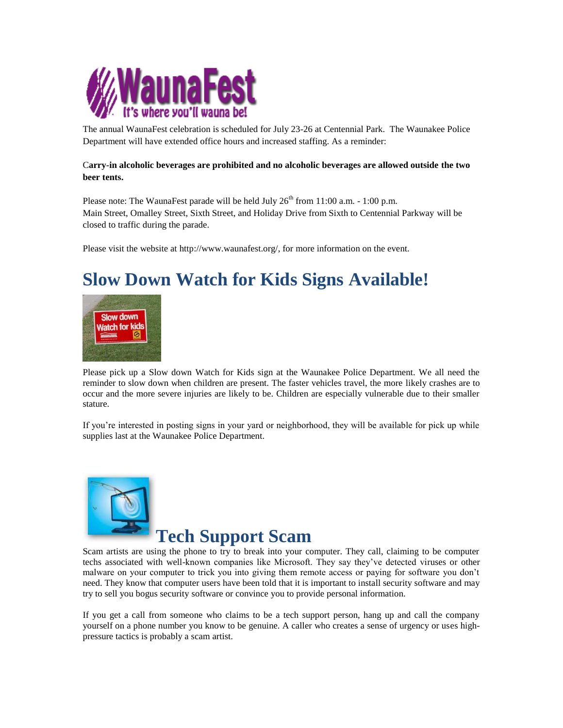The annual WaunaFest celebration is scheduled for July 23-26 at Centennial Park. The Waunakee Police Department will have extended office hours and increased staffing. As a reminder:

**Carry-in alcoholic beverages are prohibited and no alcoholic beverages are allowed outside the two beer tents.**

Please note: The WaunaFest parade will be held July 26th from 11:00 a.m. - 1:00 p.m.
Main Street, Omalley Street, Sixth Street, and Holiday Drive from Sixth to Centennial Parkway will be closed to traffic during the parade.

Please visit the website at http://www.waunafest.org/, for more information on the event.

# Slow Down Watch for Kids Signs Available!

Please pick up a Slow down Watch for Kids sign at the Waunakee Police Department. We all need the reminder to slow down when children are present. The faster vehicles travel, the more likely crashes are to occur and the more severe injuries are likely to be. Children are especially vulnerable due to their smaller stature.

If you're interested in posting signs in your yard or neighborhood, they will be available for pick up while supplies last at the Waunakee Police Department.

# Tech Support Scam

Scam artists are using the phone to try to break into your computer. They call, claiming to be computer techs associated with well-known companies like Microsoft. They say they've detected viruses or other malware on your computer to trick you into giving them remote access or paying for software you don't need. They know that computer users have been told that it is important to install security software and may try to sell you bogus security software or convince you to provide personal information.

If you get a call from someone who claims to be a tech support person, hang up and call the company yourself on a phone number you know to be genuine. A caller who creates a sense of urgency or uses high-pressure tactics is probably a scam artist.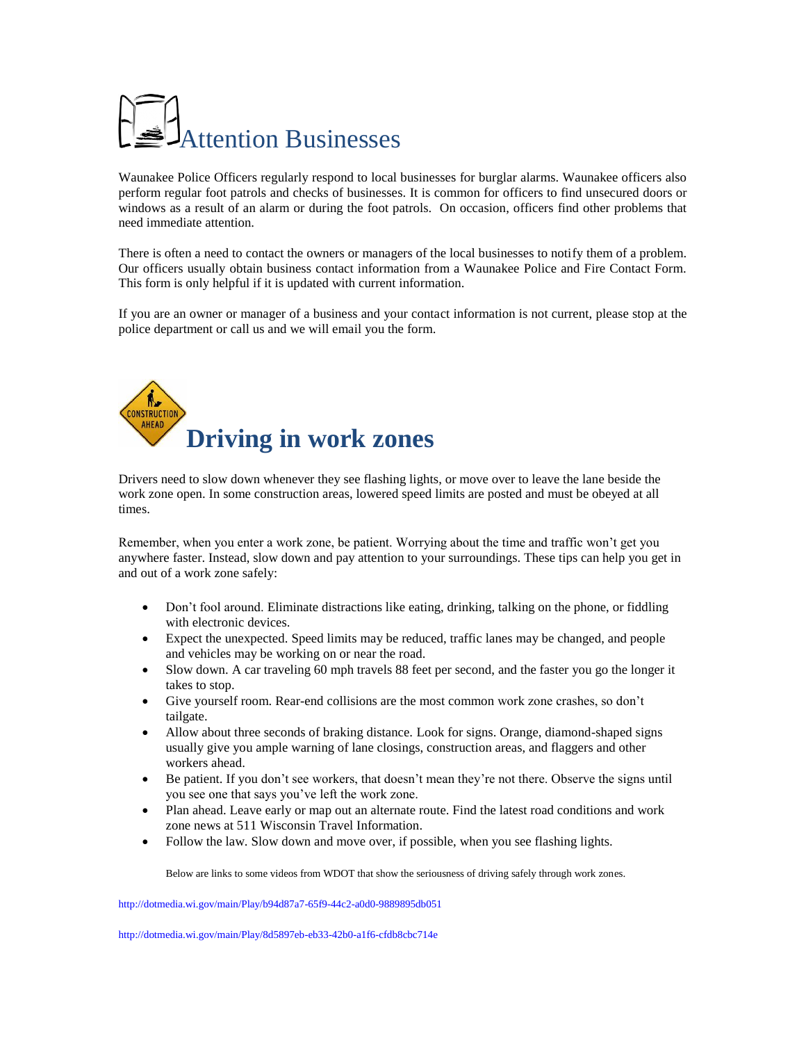# Attention Businesses

Waunakee Police Officers regularly respond to local businesses for burglar alarms. Waunakee officers also perform regular foot patrols and checks of businesses. It is common for officers to find unsecured doors or windows as a result of an alarm or during the foot patrols. On occasion, officers find other problems that need immediate attention.

There is often a need to contact the owners or managers of the local businesses to notify them of a problem. Our officers usually obtain business contact information from a Waunakee Police and Fire Contact Form. This form is only helpful if it is updated with current information.

If you are an owner or manager of a business and your contact information is not current, please stop at the police department or call us and we will email you the form.

# Driving in work zones

Drivers need to slow down whenever they see flashing lights, or move over to leave the lane beside the work zone open. In some construction areas, lowered speed limits are posted and must be obeyed at all times.

Remember, when you enter a work zone, be patient. Worrying about the time and traffic won't get you anywhere faster. Instead, slow down and pay attention to your surroundings. These tips can help you get in and out of a work zone safely:

- Don't fool around. Eliminate distractions like eating, drinking, talking on the phone, or fiddling with electronic devices.
- Expect the unexpected. Speed limits may be reduced, traffic lanes may be changed, and people and vehicles may be working on or near the road.
- Slow down. A car traveling 60 mph travels 88 feet per second, and the faster you go the longer it takes to stop.
- Give yourself room. Rear-end collisions are the most common work zone crashes, so don't tailgate.
- Allow about three seconds of braking distance. Look for signs. Orange, diamond-shaped signs usually give you ample warning of lane closings, construction areas, and flaggers and other workers ahead.
- Be patient. If you don't see workers, that doesn't mean they're not there. Observe the signs until you see one that says you've left the work zone.
- Plan ahead. Leave early or map out an alternate route. Find the latest road conditions and work zone news at 511 Wisconsin Travel Information.
- Follow the law. Slow down and move over, if possible, when you see flashing lights.

Below are links to some videos from WDOT that show the seriousness of driving safely through work zones.

http://dotmedia.wi.gov/main/Play/b94d87a7-65f9-44c2-a0d0-9889895db051

http://dotmedia.wi.gov/main/Play/8d5897eb-eb33-42b0-a1f6-cfdb8cbc714e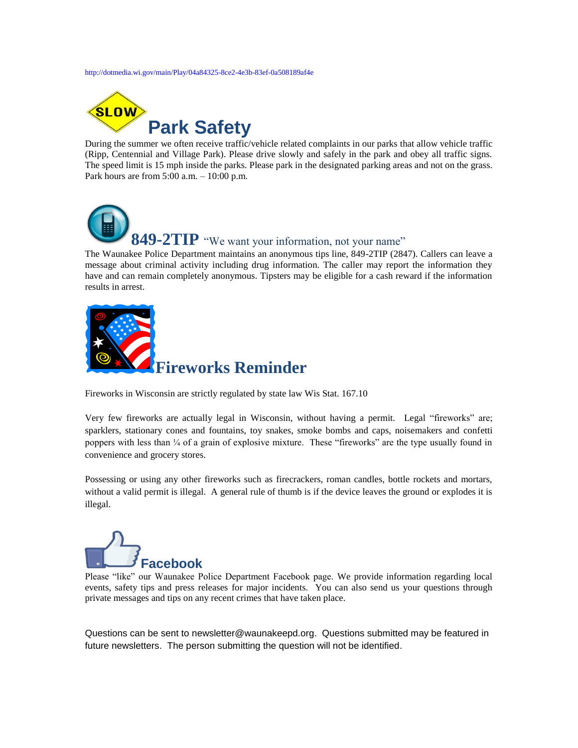http://dotmedia.wi.gov/main/Play/04a84325-8ce2-4e3b-83ef-0a508189af4e

## Park Safety

During the summer we often receive traffic/vehicle related complaints in our parks that allow vehicle traffic (Ripp, Centennial and Village Park). Please drive slowly and safely in the park and obey all traffic signs. The speed limit is 15 mph inside the parks. Please park in the designated parking areas and not on the grass. Park hours are from 5:00 a.m. – 10:00 p.m.

## 849-2TIP “We want your information, not your name”

The Waunakee Police Department maintains an anonymous tips line, 849-2TIP (2847). Callers can leave a message about criminal activity including drug information. The caller may report the information they have and can remain completely anonymous. Tipsters may be eligible for a cash reward if the information results in arrest.

## Fireworks Reminder

Fireworks in Wisconsin are strictly regulated by state law Wis Stat. 167.10

Very few fireworks are actually legal in Wisconsin, without having a permit. Legal “fireworks” are; sparklers, stationary cones and fountains, toy snakes, smoke bombs and caps, noisemakers and confetti poppers with less than ¼ of a grain of explosive mixture. These “fireworks” are the type usually found in convenience and grocery stores.

Possessing or using any other fireworks such as firecrackers, roman candles, bottle rockets and mortars, without a valid permit is illegal. A general rule of thumb is if the device leaves the ground or explodes it is illegal.

## Facebook

Please “like” our Waunakee Police Department Facebook page. We provide information regarding local events, safety tips and press releases for major incidents. You can also send us your questions through private messages and tips on any recent crimes that have taken place.

Questions can be sent to newsletter@waunakeepd.org. Questions submitted may be featured in future newsletters. The person submitting the question will not be identified.